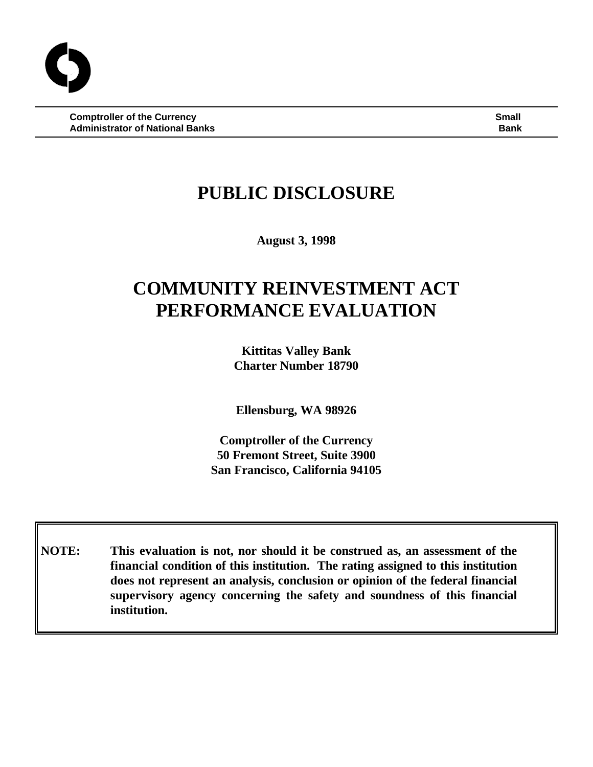**Comptroller of the Currency** | **Small**
**Administrator of National Banks** | **Bank**

# PUBLIC DISCLOSURE

**August 3, 1998**

# COMMUNITY REINVESTMENT ACT PERFORMANCE EVALUATION

**Kittitas Valley Bank**
**Charter Number 18790**

**Ellensburg, WA 98926**

**Comptroller of the Currency**
**50 Fremont Street, Suite 3900**
**San Francisco, California 94105**

**NOTE: This evaluation is not, nor should it be construed as, an assessment of the financial condition of this institution. The rating assigned to this institution does not represent an analysis, conclusion or opinion of the federal financial supervisory agency concerning the safety and soundness of this financial institution.**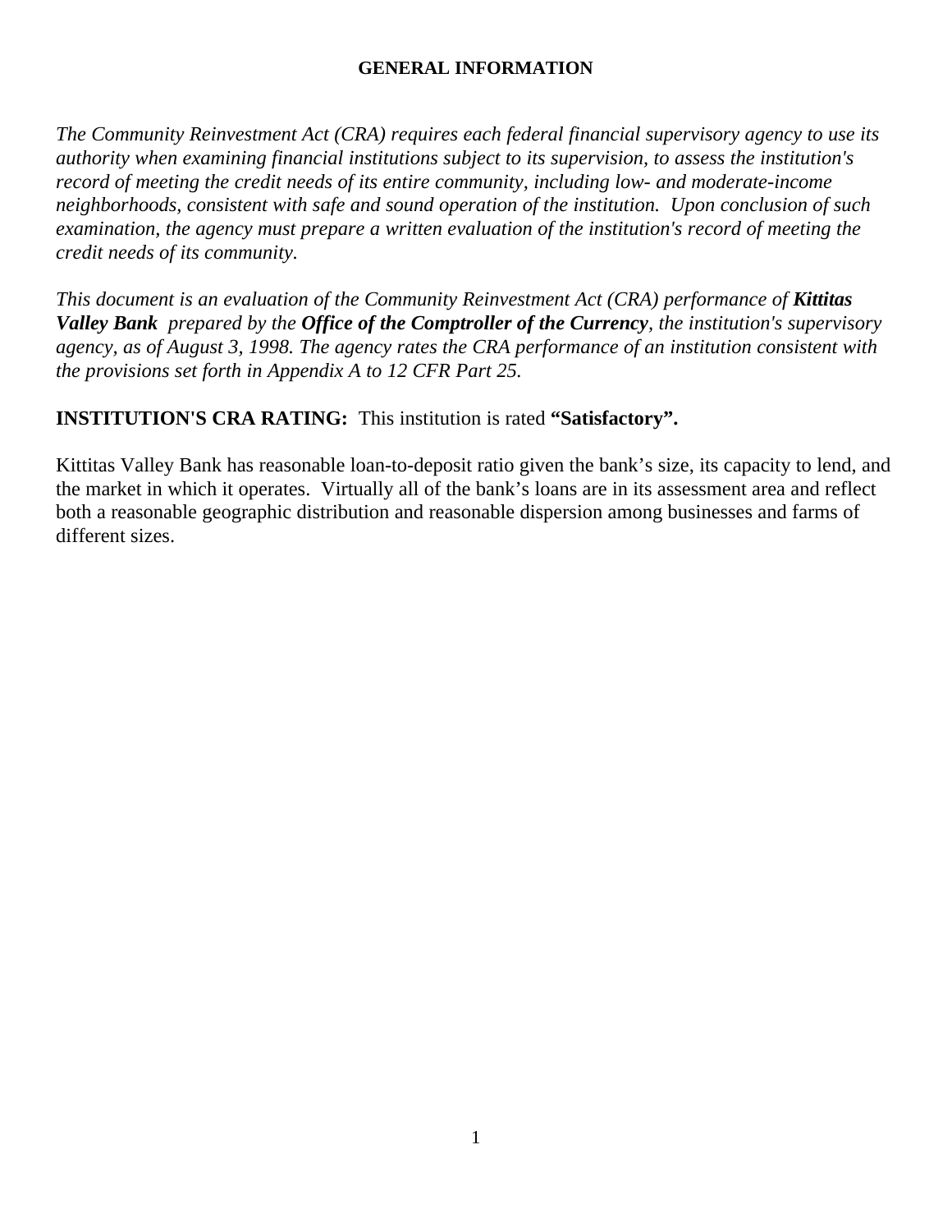## GENERAL INFORMATION

*The Community Reinvestment Act (CRA) requires each federal financial supervisory agency to use its authority when examining financial institutions subject to its supervision, to assess the institution's record of meeting the credit needs of its entire community, including low- and moderate-income neighborhoods, consistent with safe and sound operation of the institution. Upon conclusion of such examination, the agency must prepare a written evaluation of the institution's record of meeting the credit needs of its community.*

*This document is an evaluation of the Community Reinvestment Act (CRA) performance of* ***Kittitas Valley Bank*** *prepared by the* ***Office of the Comptroller of the Currency****, the institution's supervisory agency, as of August 3, 1998. The agency rates the CRA performance of an institution consistent with the provisions set forth in Appendix A to 12 CFR Part 25.*

**INSTITUTION'S CRA RATING:** This institution is rated **"Satisfactory".**

Kittitas Valley Bank has reasonable loan-to-deposit ratio given the bank's size, its capacity to lend, and the market in which it operates. Virtually all of the bank's loans are in its assessment area and reflect both a reasonable geographic distribution and reasonable dispersion among businesses and farms of different sizes.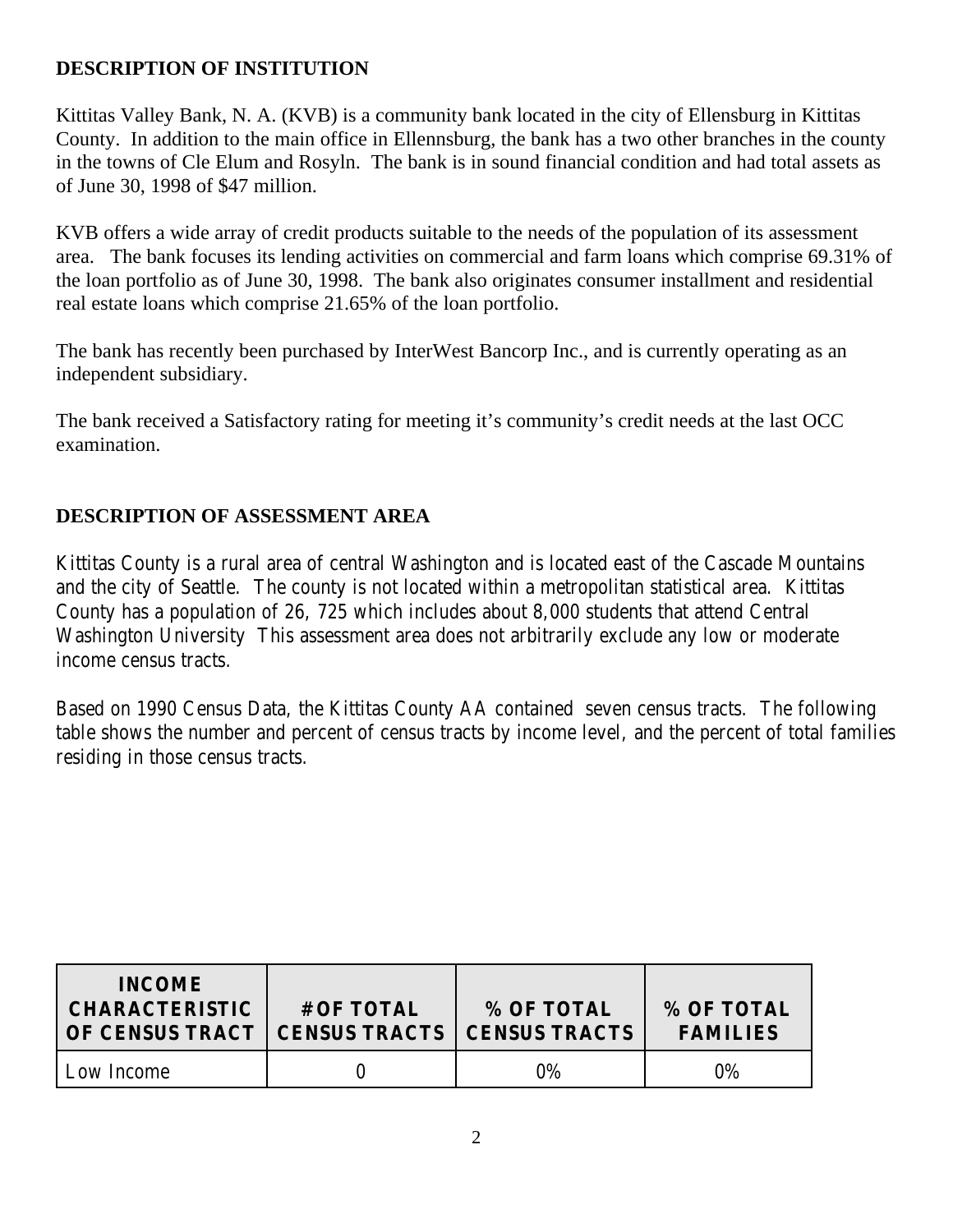## DESCRIPTION OF INSTITUTION

Kittitas Valley Bank, N. A. (KVB) is a community bank located in the city of Ellensburg in Kittitas County. In addition to the main office in Ellennsburg, the bank has a two other branches in the county in the towns of Cle Elum and Rosyln. The bank is in sound financial condition and had total assets as of June 30, 1998 of $47 million.

KVB offers a wide array of credit products suitable to the needs of the population of its assessment area. The bank focuses its lending activities on commercial and farm loans which comprise 69.31% of the loan portfolio as of June 30, 1998. The bank also originates consumer installment and residential real estate loans which comprise 21.65% of the loan portfolio.

The bank has recently been purchased by InterWest Bancorp Inc., and is currently operating as an independent subsidiary.

The bank received a Satisfactory rating for meeting it's community's credit needs at the last OCC examination.

## DESCRIPTION OF ASSESSMENT AREA

Kittitas County is a rural area of central Washington and is located east of the Cascade Mountains and the city of Seattle. The county is not located within a metropolitan statistical area. Kittitas County has a population of 26, 725 which includes about 8,000 students that attend Central Washington University This assessment area does not arbitrarily exclude any low or moderate income census tracts.

Based on 1990 Census Data, the Kittitas County AA contained seven census tracts. The following table shows the number and percent of census tracts by income level, and the percent of total families residing in those census tracts.

| INCOME CHARACTERISTIC OF CENSUS TRACT | # OF TOTAL CENSUS TRACTS | % OF TOTAL CENSUS TRACTS | % OF TOTAL FAMILIES |
|---|---|---|---|
| Low Income | 0 | 0% | 0% |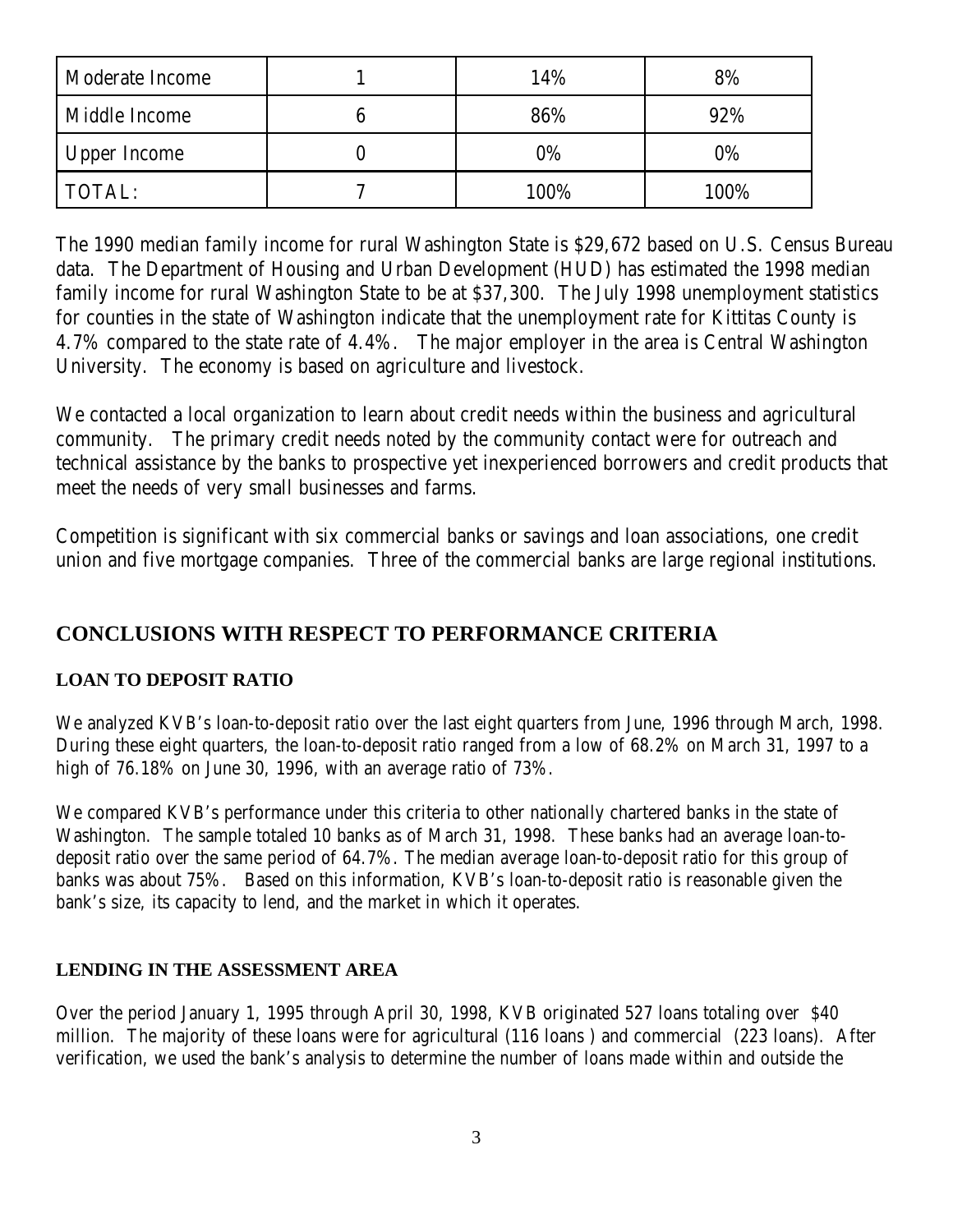| Moderate Income | 1 | 14% | 8% |
|---|---|---|---|
| Middle Income | 6 | 86% | 92% |
| Upper Income | 0 | 0% | 0% |
| TOTAL: | 7 | 100% | 100% |

The 1990 median family income for rural Washington State is $29,672 based on U.S. Census Bureau data. The Department of Housing and Urban Development (HUD) has estimated the 1998 median family income for rural Washington State to be at $37,300. The July 1998 unemployment statistics for counties in the state of Washington indicate that the unemployment rate for Kittitas County is 4.7% compared to the state rate of 4.4%. The major employer in the area is Central Washington University. The economy is based on agriculture and livestock.

We contacted a local organization to learn about credit needs within the business and agricultural community. The primary credit needs noted by the community contact were for outreach and technical assistance by the banks to prospective yet inexperienced borrowers and credit products that meet the needs of very small businesses and farms.

Competition is significant with six commercial banks or savings and loan associations, one credit union and five mortgage companies. Three of the commercial banks are large regional institutions.

## CONCLUSIONS WITH RESPECT TO PERFORMANCE CRITERIA

### LOAN TO DEPOSIT RATIO

We analyzed KVB's loan-to-deposit ratio over the last eight quarters from June, 1996 through March, 1998. During these eight quarters, the loan-to-deposit ratio ranged from a low of 68.2% on March 31, 1997 to a high of 76.18% on June 30, 1996, with an average ratio of 73%.

We compared KVB's performance under this criteria to other nationally chartered banks in the state of Washington. The sample totaled 10 banks as of March 31, 1998. These banks had an average loan-to-deposit ratio over the same period of 64.7%. The median average loan-to-deposit ratio for this group of banks was about 75%. Based on this information, KVB's loan-to-deposit ratio is reasonable given the bank's size, its capacity to lend, and the market in which it operates.

### LENDING IN THE ASSESSMENT AREA

Over the period January 1, 1995 through April 30, 1998, KVB originated 527 loans totaling over $40 million. The majority of these loans were for agricultural (116 loans ) and commercial (223 loans). After verification, we used the bank's analysis to determine the number of loans made within and outside the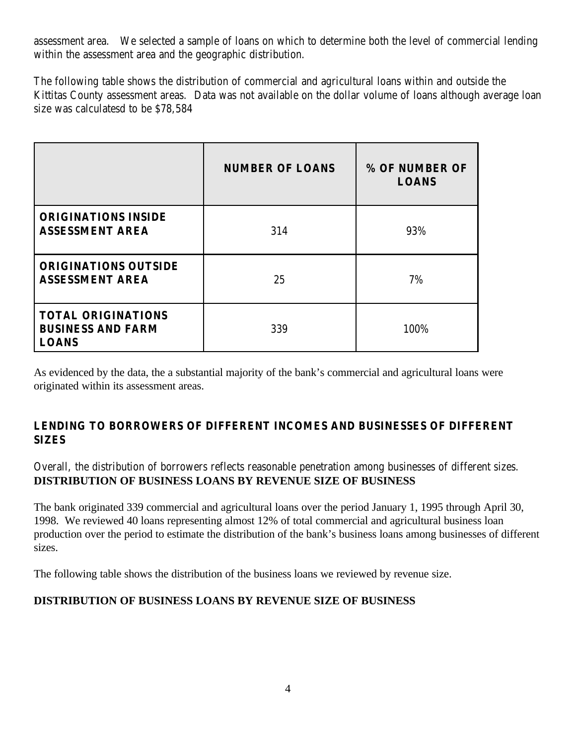assessment area. We selected a sample of loans on which to determine both the level of commercial lending within the assessment area and the geographic distribution.

The following table shows the distribution of commercial and agricultural loans within and outside the Kittitas County assessment areas. Data was not available on the dollar volume of loans although average loan size was calculatesd to be $78,584

| | **NUMBER OF LOANS** | **% OF NUMBER OF LOANS** |
| --- | --- | --- |
| **ORIGINATIONS INSIDE ASSESSMENT AREA** | 314 | 93% |
| **ORIGINATIONS OUTSIDE ASSESSMENT AREA** | 25 | 7% |
| **TOTAL ORIGINATIONS BUSINESS AND FARM LOANS** | 339 | 100% |

As evidenced by the data, the a substantial majority of the bank's commercial and agricultural loans were originated within its assessment areas.

## LENDING TO BORROWERS OF DIFFERENT INCOMES AND BUSINESSES OF DIFFERENT SIZES

Overall, the distribution of borrowers reflects reasonable penetration among businesses of different sizes.
**DISTRIBUTION OF BUSINESS LOANS BY REVENUE SIZE OF BUSINESS**

The bank originated 339 commercial and agricultural loans over the period January 1, 1995 through April 30, 1998. We reviewed 40 loans representing almost 12% of total commercial and agricultural business loan production over the period to estimate the distribution of the bank's business loans among businesses of different sizes.

The following table shows the distribution of the business loans we reviewed by revenue size.

**DISTRIBUTION OF BUSINESS LOANS BY REVENUE SIZE OF BUSINESS**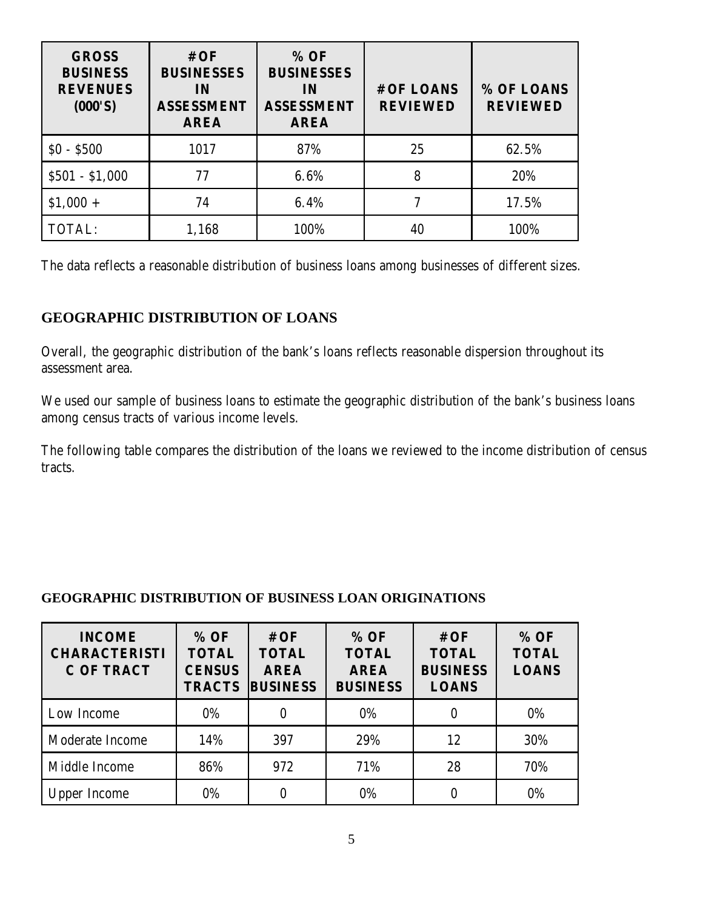| GROSS BUSINESS REVENUES (000'S) | # OF BUSINESSES IN ASSESSMENT AREA | % OF BUSINESSES IN ASSESSMENT AREA | # OF LOANS REVIEWED | % OF LOANS REVIEWED |
|---|---|---|---|---|
| $0 - $500 | 1017 | 87% | 25 | 62.5% |
| $501 - $1,000 | 77 | 6.6% | 8 | 20% |
| $1,000 + | 74 | 6.4% | 7 | 17.5% |
| TOTAL: | 1,168 | 100% | 40 | 100% |

The data reflects a reasonable distribution of business loans among businesses of different sizes.

## GEOGRAPHIC DISTRIBUTION OF LOANS

Overall, the geographic distribution of the bank's loans reflects reasonable dispersion throughout its assessment area.

We used our sample of business loans to estimate the geographic distribution of the bank's business loans among census tracts of various income levels.

The following table compares the distribution of the loans we reviewed to the income distribution of census tracts.

**GEOGRAPHIC DISTRIBUTION OF BUSINESS LOAN ORIGINATIONS**

| INCOME CHARACTERISTIC OF TRACT | % OF TOTAL CENSUS TRACTS | # OF TOTAL AREA BUSINESS | % OF TOTAL AREA BUSINESS | # OF TOTAL BUSINESS LOANS | % OF TOTAL LOANS |
|---|---|---|---|---|---|
| Low Income | 0% | 0 | 0% | 0 | 0% |
| Moderate Income | 14% | 397 | 29% | 12 | 30% |
| Middle Income | 86% | 972 | 71% | 28 | 70% |
| Upper Income | 0% | 0 | 0% | 0 | 0% |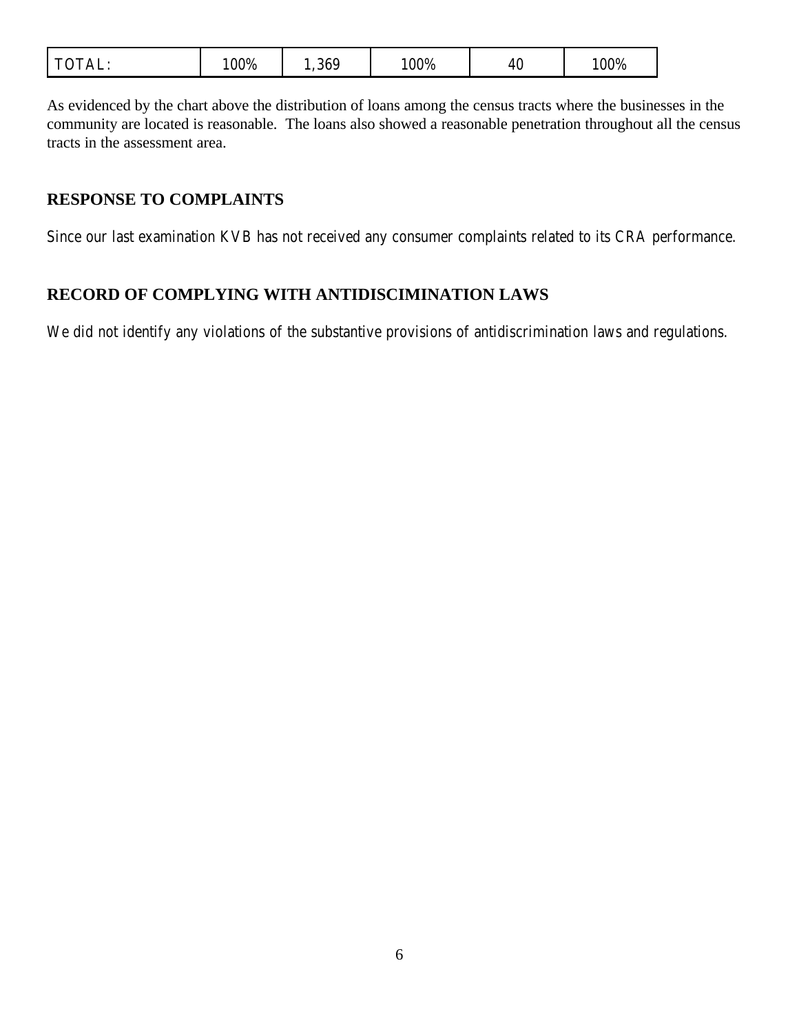| | | | | | |
|---|---|---|---|---|---|
| TOTAL: | 100% | 1,369 | 100% | 40 | 100% |

As evidenced by the chart above the distribution of loans among the census tracts where the businesses in the community are located is reasonable. The loans also showed a reasonable penetration throughout all the census tracts in the assessment area.

## RESPONSE TO COMPLAINTS

Since our last examination KVB has not received any consumer complaints related to its CRA performance.

## RECORD OF COMPLYING WITH ANTIDISCIMINATION LAWS

We did not identify any violations of the substantive provisions of antidiscrimination laws and regulations.